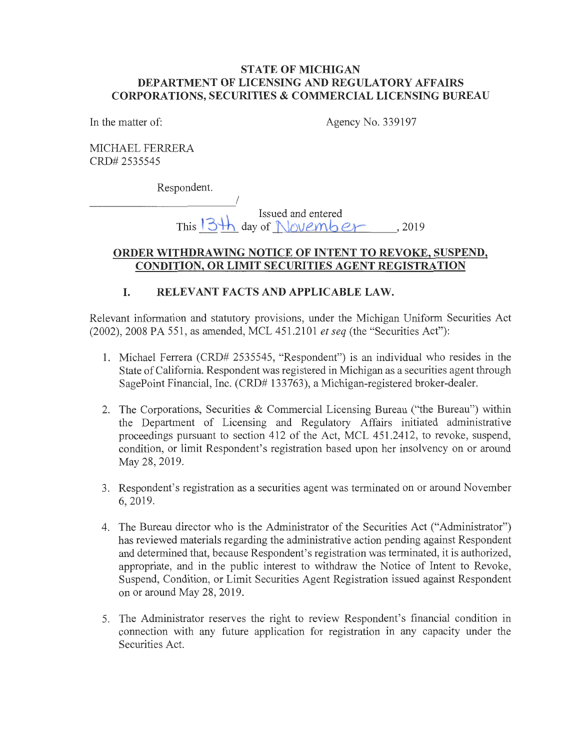**STATE OF MICHIGAN**
**DEPARTMENT OF LICENSING AND REGULATORY AFFAIRS**
**CORPORATIONS, SECURITIES & COMMERCIAL LICENSING BUREAU**

In the matter of: Agency No. 339197

MICHAEL FERRERA
CRD# 2535545

Respondent.

______________________________/

Issued and entered
This 13th day of November, 2019

## ORDER WITHDRAWING NOTICE OF INTENT TO REVOKE, SUSPEND, CONDITION, OR LIMIT SECURITIES AGENT REGISTRATION

### I. RELEVANT FACTS AND APPLICABLE LAW.

Relevant information and statutory provisions, under the Michigan Uniform Securities Act (2002), 2008 PA 551, as amended, MCL 451.2101 *et seq* (the "Securities Act"):

1. Michael Ferrera (CRD# 2535545, "Respondent") is an individual who resides in the State of California. Respondent was registered in Michigan as a securities agent through SagePoint Financial, Inc. (CRD# 133763), a Michigan-registered broker-dealer.

2. The Corporations, Securities & Commercial Licensing Bureau ("the Bureau") within the Department of Licensing and Regulatory Affairs initiated administrative proceedings pursuant to section 412 of the Act, MCL 451.2412, to revoke, suspend, condition, or limit Respondent's registration based upon her insolvency on or around May 28, 2019.

3. Respondent's registration as a securities agent was terminated on or around November 6, 2019.

4. The Bureau director who is the Administrator of the Securities Act ("Administrator") has reviewed materials regarding the administrative action pending against Respondent and determined that, because Respondent's registration was terminated, it is authorized, appropriate, and in the public interest to withdraw the Notice of Intent to Revoke, Suspend, Condition, or Limit Securities Agent Registration issued against Respondent on or around May 28, 2019.

5. The Administrator reserves the right to review Respondent's financial condition in connection with any future application for registration in any capacity under the Securities Act.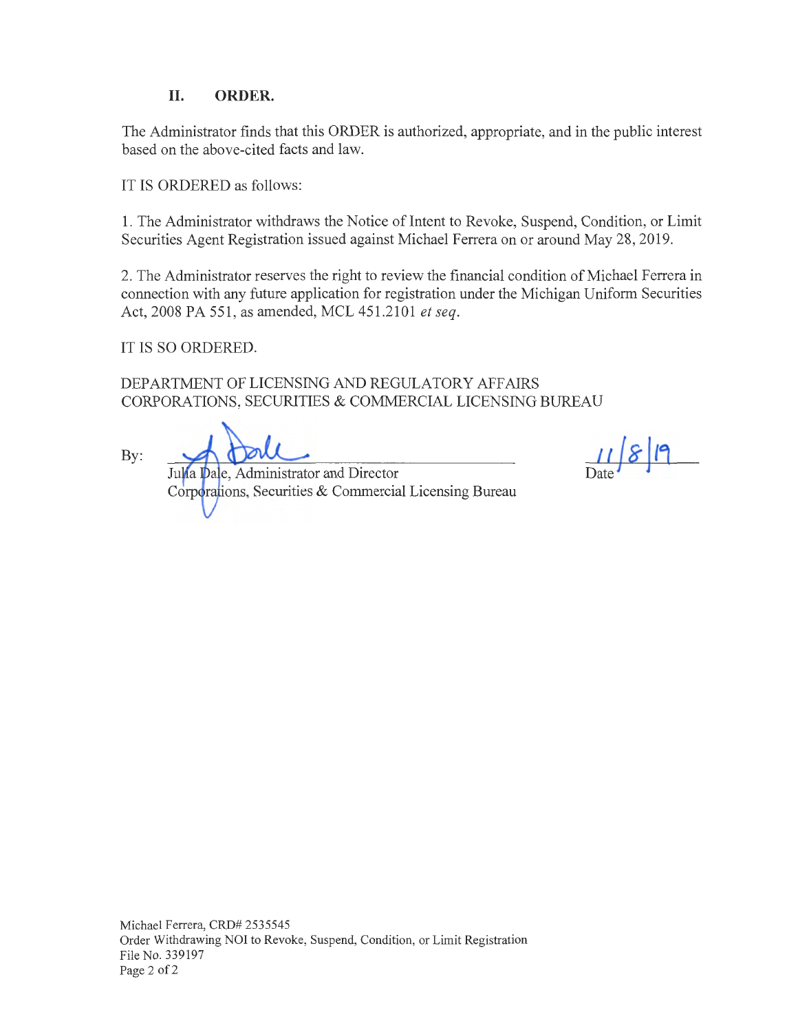## II. ORDER.

The Administrator finds that this ORDER is authorized, appropriate, and in the public interest based on the above-cited facts and law.

IT IS ORDERED as follows:

1. The Administrator withdraws the Notice of Intent to Revoke, Suspend, Condition, or Limit Securities Agent Registration issued against Michael Ferrera on or around May 28, 2019.

2. The Administrator reserves the right to review the financial condition of Michael Ferrera in connection with any future application for registration under the Michigan Uniform Securities Act, 2008 PA 551, as amended, MCL 451.2101 *et seq*.

IT IS SO ORDERED.

DEPARTMENT OF LICENSING AND REGULATORY AFFAIRS
CORPORATIONS, SECURITIES & COMMERCIAL LICENSING BUREAU

By: ______________________________
Julia Dale, Administrator and Director
Corporations, Securities & Commercial Licensing Bureau

11/8/19
Date

Michael Ferrera, CRD# 2535545
Order Withdrawing NOI to Revoke, Suspend, Condition, or Limit Registration
File No. 339197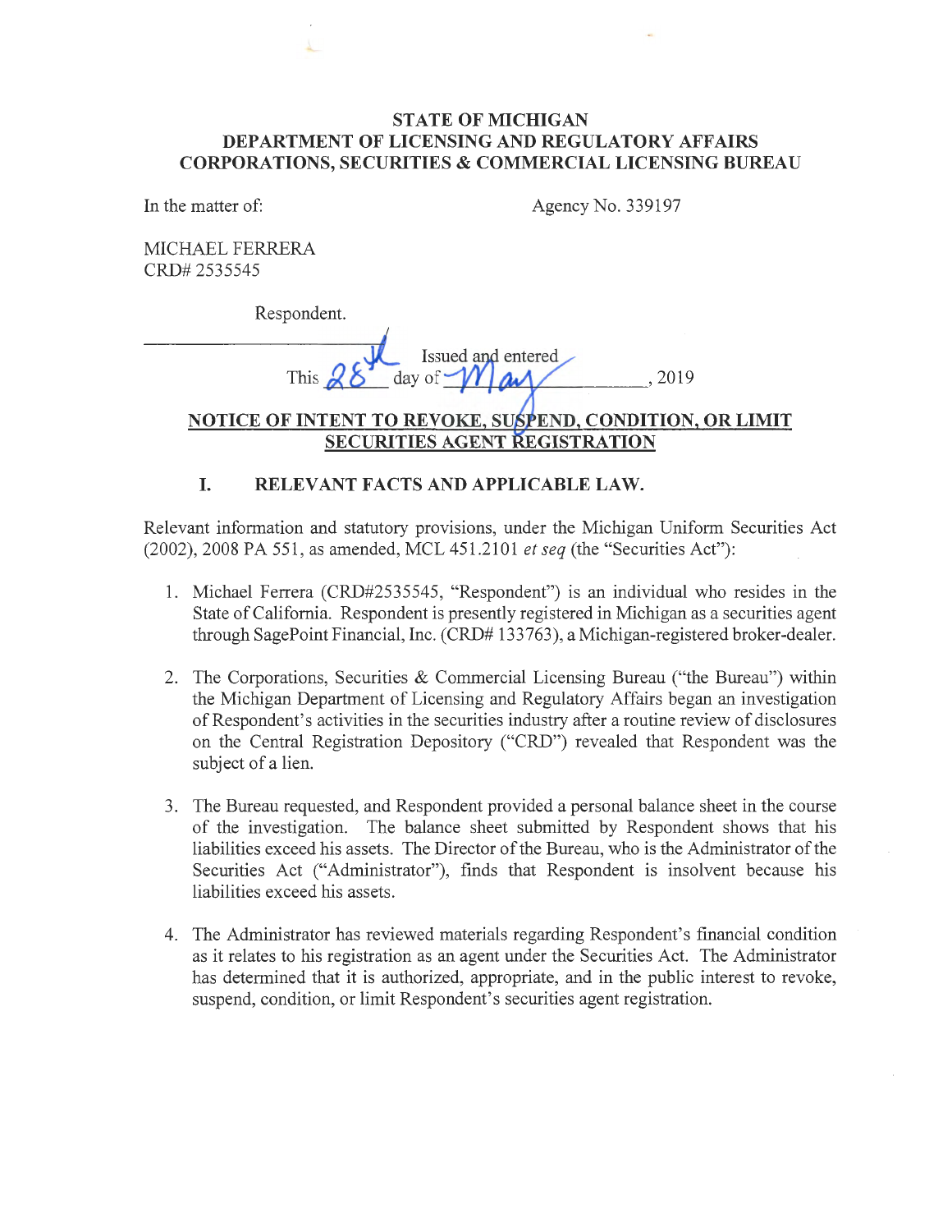# STATE OF MICHIGAN
## DEPARTMENT OF LICENSING AND REGULATORY AFFAIRS
## CORPORATIONS, SECURITIES & COMMERCIAL LICENSING BUREAU

In the matter of: Agency No. 339197

MICHAEL FERRERA
CRD# 2535545

Respondent.

Issued and entered
This 28th day of May, 2019

**NOTICE OF INTENT TO REVOKE, SUSPEND, CONDITION, OR LIMIT SECURITIES AGENT REGISTRATION**

### I. RELEVANT FACTS AND APPLICABLE LAW.

Relevant information and statutory provisions, under the Michigan Uniform Securities Act (2002), 2008 PA 551, as amended, MCL 451.2101 *et seq* (the "Securities Act"):

1. Michael Ferrera (CRD#2535545, "Respondent") is an individual who resides in the State of California. Respondent is presently registered in Michigan as a securities agent through SagePoint Financial, Inc. (CRD# 133763), a Michigan-registered broker-dealer.

2. The Corporations, Securities & Commercial Licensing Bureau ("the Bureau") within the Michigan Department of Licensing and Regulatory Affairs began an investigation of Respondent's activities in the securities industry after a routine review of disclosures on the Central Registration Depository ("CRD") revealed that Respondent was the subject of a lien.

3. The Bureau requested, and Respondent provided a personal balance sheet in the course of the investigation. The balance sheet submitted by Respondent shows that his liabilities exceed his assets. The Director of the Bureau, who is the Administrator of the Securities Act ("Administrator"), finds that Respondent is insolvent because his liabilities exceed his assets.

4. The Administrator has reviewed materials regarding Respondent's financial condition as it relates to his registration as an agent under the Securities Act. The Administrator has determined that it is authorized, appropriate, and in the public interest to revoke, suspend, condition, or limit Respondent's securities agent registration.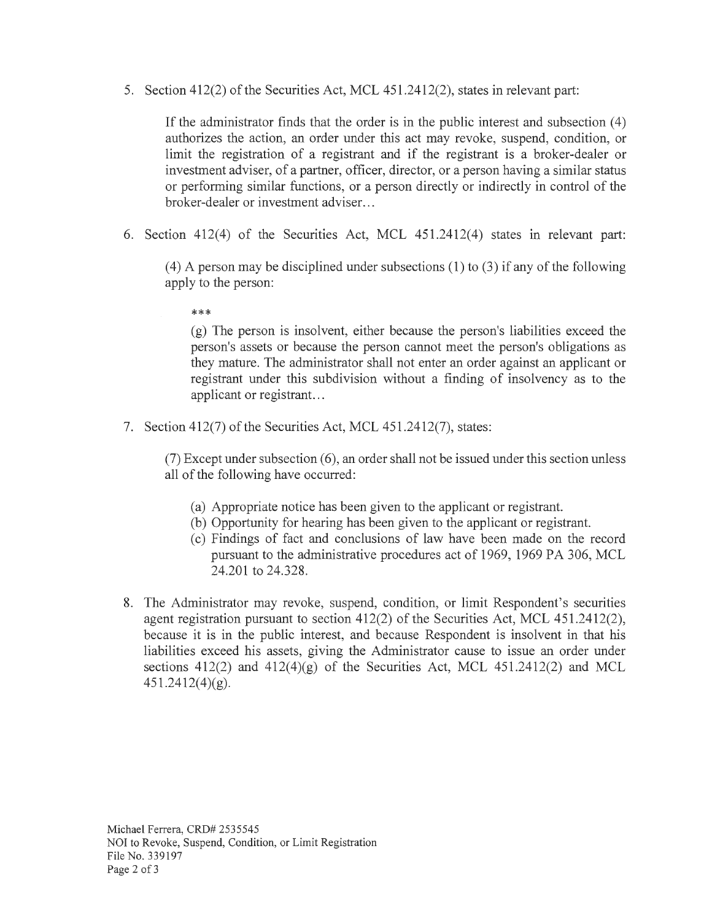5. Section 412(2) of the Securities Act, MCL 451.2412(2), states in relevant part:

   > If the administrator finds that the order is in the public interest and subsection (4) authorizes the action, an order under this act may revoke, suspend, condition, or limit the registration of a registrant and if the registrant is a broker-dealer or investment adviser, of a partner, officer, director, or a person having a similar status or performing similar functions, or a person directly or indirectly in control of the broker-dealer or investment adviser...

6. Section 412(4) of the Securities Act, MCL 451.2412(4) states in relevant part:

   > (4) A person may be disciplined under subsections (1) to (3) if any of the following apply to the person:
   >
   > ***
   >
   > (g) The person is insolvent, either because the person's liabilities exceed the person's assets or because the person cannot meet the person's obligations as they mature. The administrator shall not enter an order against an applicant or registrant under this subdivision without a finding of insolvency as to the applicant or registrant...

7. Section 412(7) of the Securities Act, MCL 451.2412(7), states:

   > (7) Except under subsection (6), an order shall not be issued under this section unless all of the following have occurred:
   >
   > (a) Appropriate notice has been given to the applicant or registrant.
   > (b) Opportunity for hearing has been given to the applicant or registrant.
   > (c) Findings of fact and conclusions of law have been made on the record pursuant to the administrative procedures act of 1969, 1969 PA 306, MCL 24.201 to 24.328.

8. The Administrator may revoke, suspend, condition, or limit Respondent's securities agent registration pursuant to section 412(2) of the Securities Act, MCL 451.2412(2), because it is in the public interest, and because Respondent is insolvent in that his liabilities exceed his assets, giving the Administrator cause to issue an order under sections 412(2) and 412(4)(g) of the Securities Act, MCL 451.2412(2) and MCL 451.2412(4)(g).

Michael Ferrera, CRD# 2535545
NOI to Revoke, Suspend, Condition, or Limit Registration
File No. 339197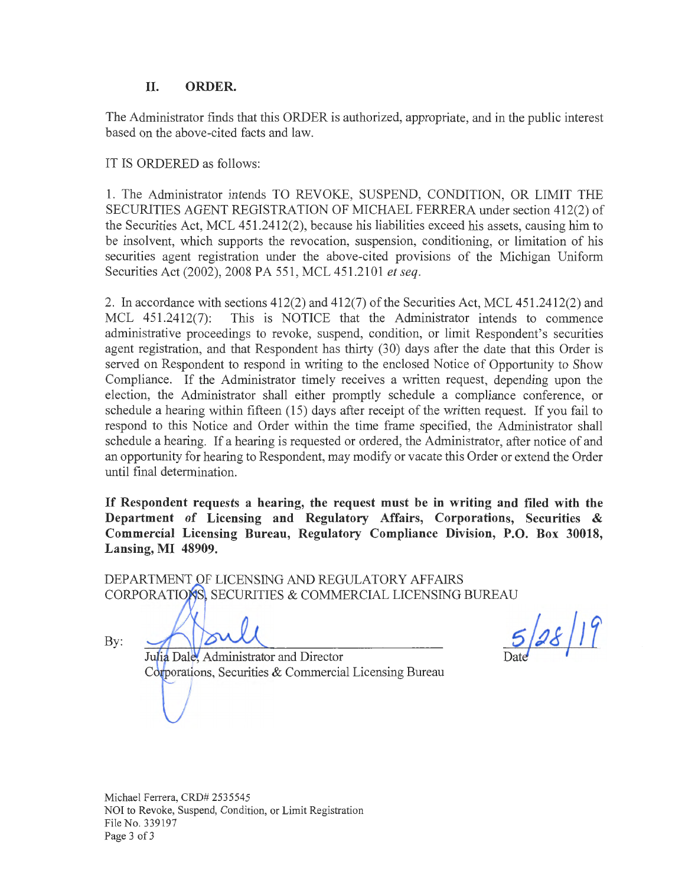## II. ORDER.

The Administrator finds that this ORDER is authorized, appropriate, and in the public interest based on the above-cited facts and law.

IT IS ORDERED as follows:

1. The Administrator intends TO REVOKE, SUSPEND, CONDITION, OR LIMIT THE SECURITIES AGENT REGISTRATION OF MICHAEL FERRERA under section 412(2) of the Securities Act, MCL 451.2412(2), because his liabilities exceed his assets, causing him to be insolvent, which supports the revocation, suspension, conditioning, or limitation of his securities agent registration under the above-cited provisions of the Michigan Uniform Securities Act (2002), 2008 PA 551, MCL 451.2101 *et seq*.

2. In accordance with sections 412(2) and 412(7) of the Securities Act, MCL 451.2412(2) and MCL 451.2412(7): This is NOTICE that the Administrator intends to commence administrative proceedings to revoke, suspend, condition, or limit Respondent's securities agent registration, and that Respondent has thirty (30) days after the date that this Order is served on Respondent to respond in writing to the enclosed Notice of Opportunity to Show Compliance. If the Administrator timely receives a written request, depending upon the election, the Administrator shall either promptly schedule a compliance conference, or schedule a hearing within fifteen (15) days after receipt of the written request. If you fail to respond to this Notice and Order within the time frame specified, the Administrator shall schedule a hearing. If a hearing is requested or ordered, the Administrator, after notice of and an opportunity for hearing to Respondent, may modify or vacate this Order or extend the Order until final determination.

**If Respondent requests a hearing, the request must be in writing and filed with the Department of Licensing and Regulatory Affairs, Corporations, Securities & Commercial Licensing Bureau, Regulatory Compliance Division, P.O. Box 30018, Lansing, MI 48909.**

DEPARTMENT OF LICENSING AND REGULATORY AFFAIRS
CORPORATIONS, SECURITIES & COMMERCIAL LICENSING BUREAU

By: [signature]
Julia Dale, Administrator and Director
Corporations, Securities & Commercial Licensing Bureau

5/28/19
Date

Michael Ferrera, CRD# 2535545
NOI to Revoke, Suspend, Condition, or Limit Registration
File No. 339197